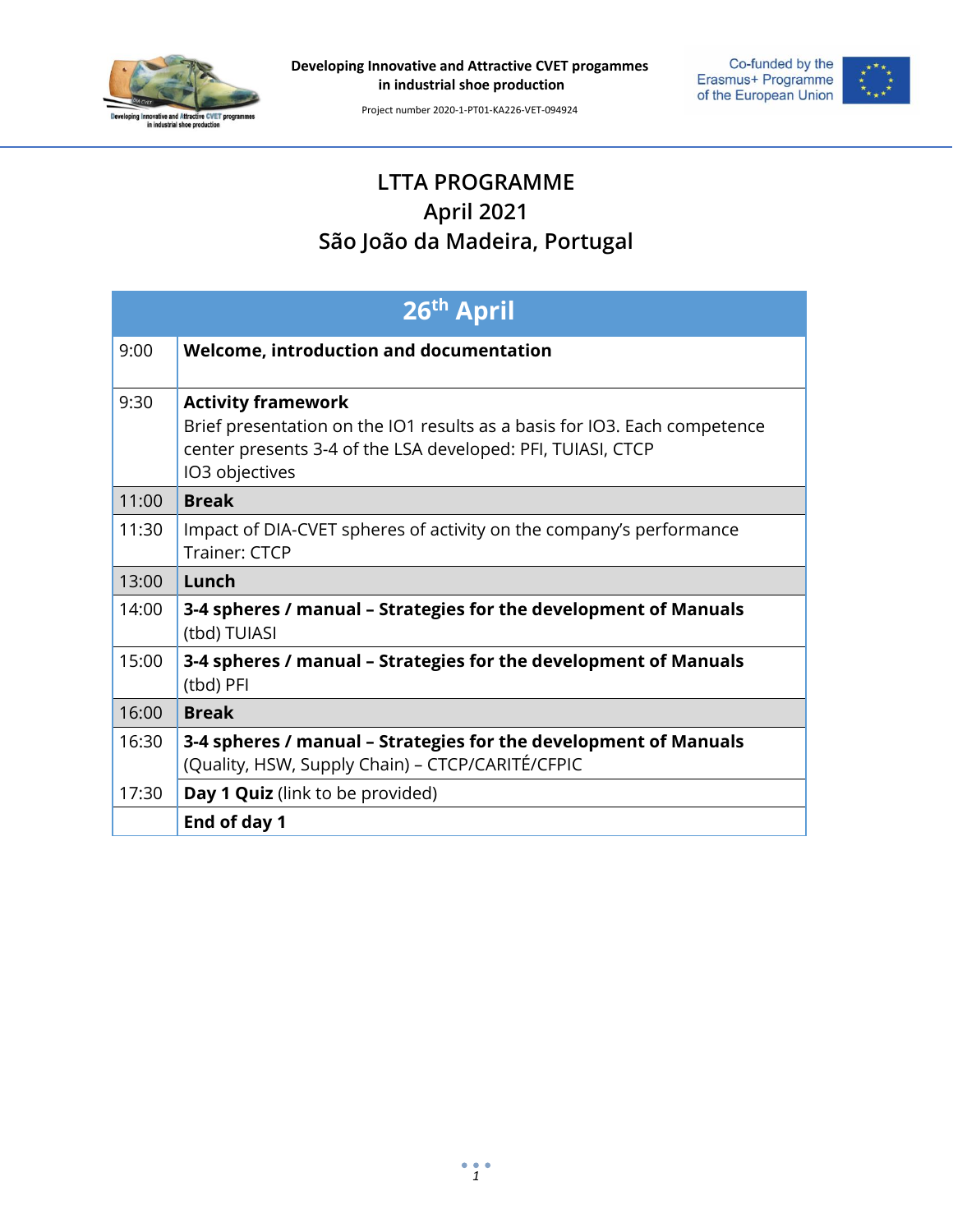# LTTA PROGRAMME
## April 2021
## São João da Madeira, Portugal

| 26th April | |
|---|---|
| 9:00 | **Welcome, introduction and documentation** |
| 9:30 | **Activity framework**<br>Brief presentation on the IO1 results as a basis for IO3. Each competence center presents 3-4 of the LSA developed: PFI, TUIASI, CTCP<br>IO3 objectives |
| 11:00 | **Break** |
| 11:30 | Impact of DIA-CVET spheres of activity on the company's performance<br>Trainer: CTCP |
| 13:00 | **Lunch** |
| 14:00 | **3-4 spheres / manual – Strategies for the development of Manuals**<br>(tbd) TUIASI |
| 15:00 | **3-4 spheres / manual – Strategies for the development of Manuals**<br>(tbd) PFI |
| 16:00 | **Break** |
| 16:30 | **3-4 spheres / manual – Strategies for the development of Manuals**<br>(Quality, HSW, Supply Chain) – CTCP/CARITÉ/CFPIC |
| 17:30 | **Day 1 Quiz** (link to be provided) |
| | **End of day 1** |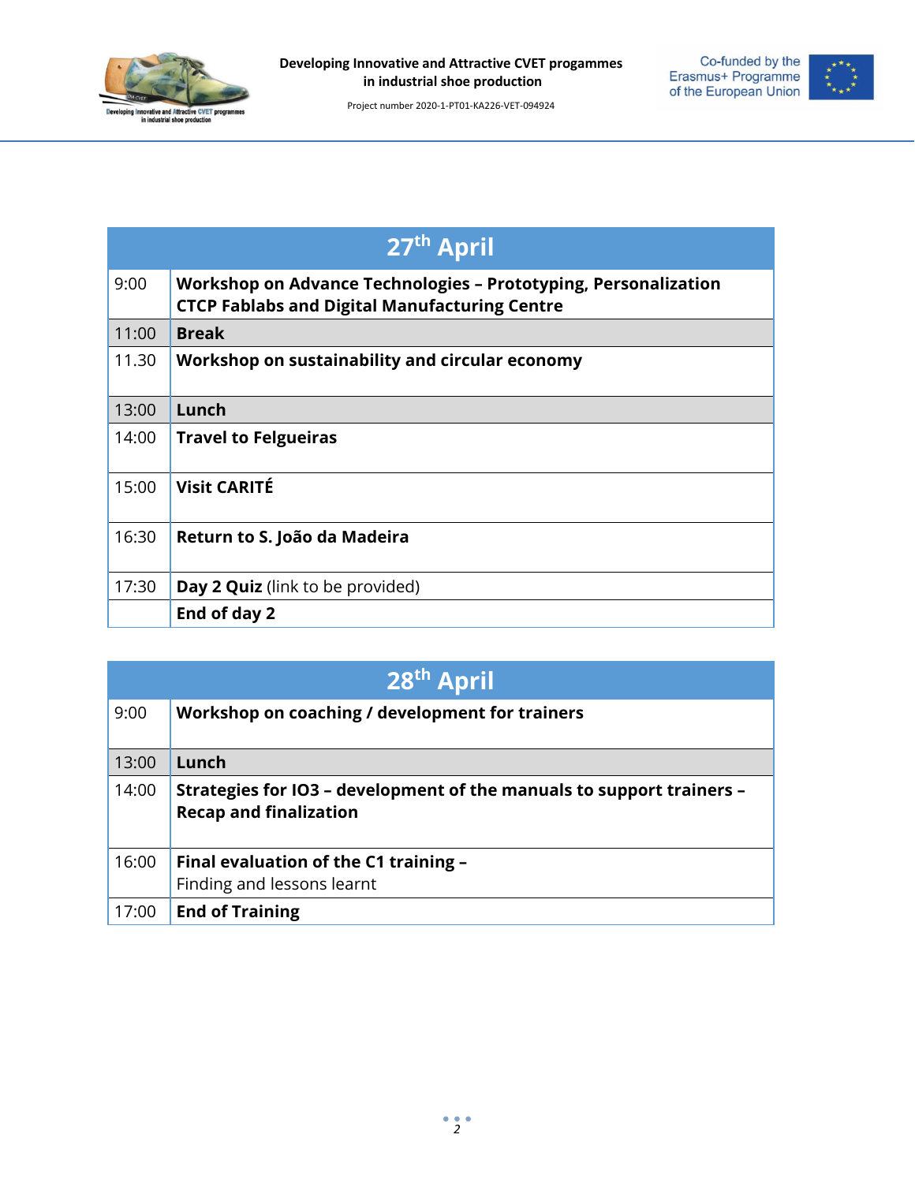| 27th April | |
|---|---|
| 9:00 | **Workshop on Advance Technologies – Prototyping, Personalization CTCP Fablabs and Digital Manufacturing Centre** |
| 11:00 | **Break** |
| 11.30 | **Workshop on sustainability and circular economy** |
| 13:00 | **Lunch** |
| 14:00 | **Travel to Felgueiras** |
| 15:00 | **Visit CARITÉ** |
| 16:30 | **Return to S. João da Madeira** |
| 17:30 | **Day 2 Quiz** (link to be provided) |
| | **End of day 2** |

| 28th April | |
|---|---|
| 9:00 | **Workshop on coaching / development for trainers** |
| 13:00 | **Lunch** |
| 14:00 | **Strategies for IO3 – development of the manuals to support trainers – Recap and finalization** |
| 16:00 | **Final evaluation of the C1 training –** Finding and lessons learnt |
| 17:00 | **End of Training** |